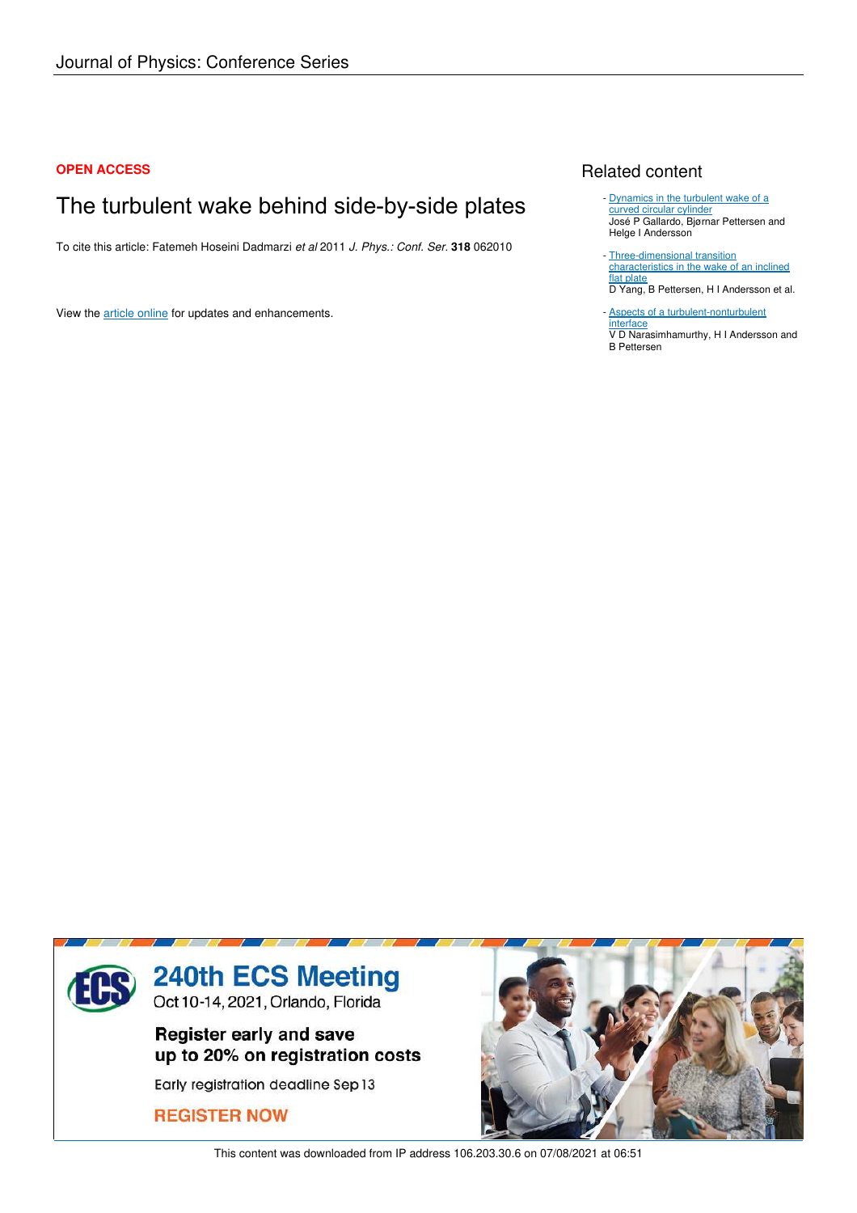Journal of Physics: Conference Series

**OPEN ACCESS**

# The turbulent wake behind side-by-side plates

To cite this article: Fatemeh Hoseini Dadmarzi *et al* 2011 *J. Phys.: Conf. Ser.* **318** 062010

View the article online for updates and enhancements.

## Related content

- Dynamics in the turbulent wake of a curved circular cylinder
José P Gallardo, Bjørnar Pettersen and Helge I Andersson

- Three-dimensional transition characteristics in the wake of an inclined flat plate
D Yang, B Pettersen, H I Andersson et al.

- Aspects of a turbulent-nonturbulent interface
V D Narasimhamurthy, H I Andersson and B Pettersen

240th ECS Meeting
Oct 10-14, 2021, Orlando, Florida

Register early and save up to 20% on registration costs

Early registration deadline Sep 13

REGISTER NOW

This content was downloaded from IP address 106.203.30.6 on 07/08/2021 at 06:51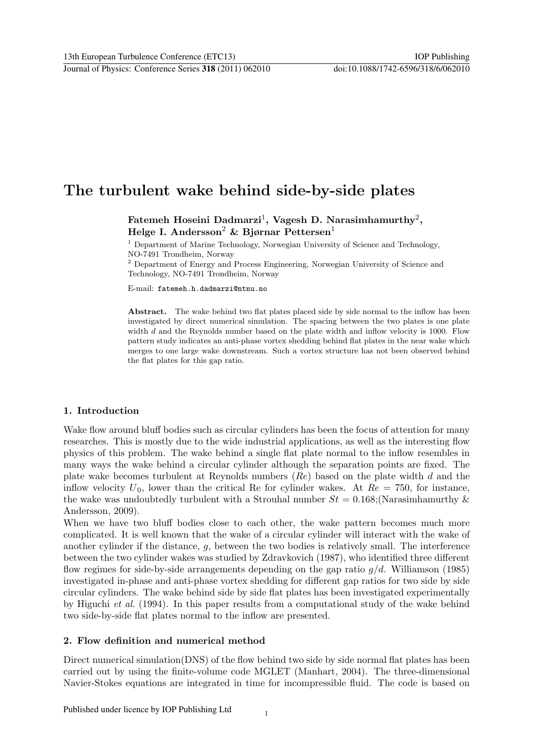# The turbulent wake behind side-by-side plates

**Fatemeh Hoseini Dadmarzi[1], Vagesh D. Narasimhamurthy[2], Helge I. Andersson[2] & Bjørnar Pettersen[1]**

[1] Department of Marine Technology, Norwegian University of Science and Technology, NO-7491 Trondheim, Norway

[2] Department of Energy and Process Engineering, Norwegian University of Science and Technology, NO-7491 Trondheim, Norway

E-mail: fatemeh.h.dadmarzi@ntnu.no

**Abstract.** The wake behind two flat plates placed side by side normal to the inflow has been investigated by direct numerical simulation. The spacing between the two plates is one plate width $d$ and the Reynolds number based on the plate width and inflow velocity is 1000. Flow pattern study indicates an anti-phase vortex shedding behind flat plates in the near wake which merges to one large wake downstream. Such a vortex structure has not been observed behind the flat plates for this gap ratio.

## 1. Introduction

Wake flow around bluff bodies such as circular cylinders has been the focus of attention for many researches. This is mostly due to the wide industrial applications, as well as the interesting flow physics of this problem. The wake behind a single flat plate normal to the inflow resembles in many ways the wake behind a circular cylinder although the separation points are fixed. The plate wake becomes turbulent at Reynolds numbers ($Re$) based on the plate width $d$ and the inflow velocity $U_0$, lower than the critical Re for cylinder wakes. At $Re = 750$, for instance, the wake was undoubtedly turbulent with a Strouhal number $St = 0.168$;(Narasimhamurthy & Andersson, 2009).

When we have two bluff bodies close to each other, the wake pattern becomes much more complicated. It is well known that the wake of a circular cylinder will interact with the wake of another cylinder if the distance, $g$, between the two bodies is relatively small. The interference between the two cylinder wakes was studied by Zdravkovich (1987), who identified three different flow regimes for side-by-side arrangements depending on the gap ratio $g/d$. Williamson (1985) investigated in-phase and anti-phase vortex shedding for different gap ratios for two side by side circular cylinders. The wake behind side by side flat plates has been investigated experimentally by Higuchi *et al.* (1994). In this paper results from a computational study of the wake behind two side-by-side flat plates normal to the inflow are presented.

## 2. Flow definition and numerical method

Direct numerical simulation(DNS) of the flow behind two side by side normal flat plates has been carried out by using the finite-volume code MGLET (Manhart, 2004). The three-dimensional Navier-Stokes equations are integrated in time for incompressible fluid. The code is based on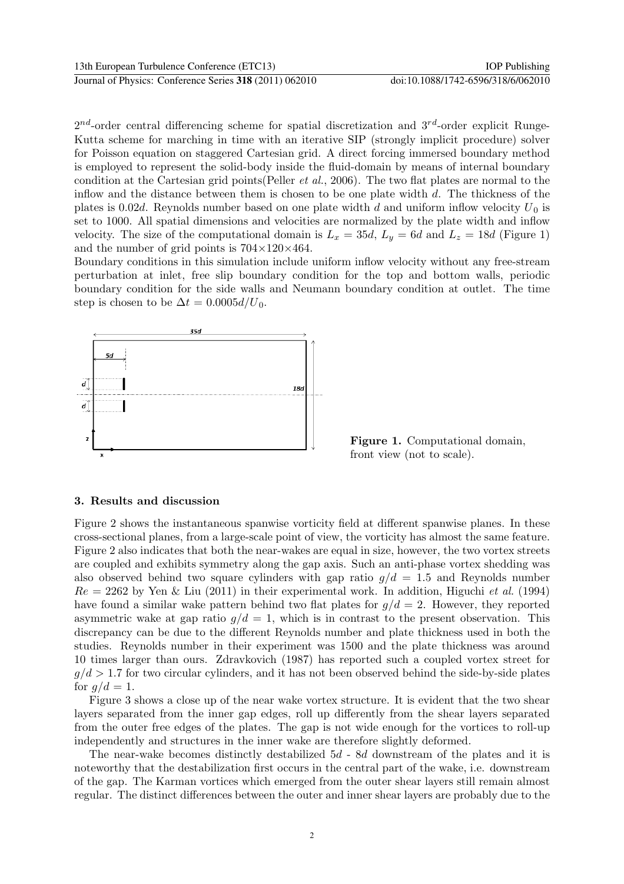$2^{nd}$-order central differencing scheme for spatial discretization and $3^{rd}$-order explicit Runge-Kutta scheme for marching in time with an iterative SIP (strongly implicit procedure) solver for Poisson equation on staggered Cartesian grid. A direct forcing immersed boundary method is employed to represent the solid-body inside the fluid-domain by means of internal boundary condition at the Cartesian grid points(Peller *et al.*, 2006). The two flat plates are normal to the inflow and the distance between them is chosen to be one plate width $d$. The thickness of the plates is $0.02d$. Reynolds number based on one plate width $d$ and uniform inflow velocity $U_0$ is set to 1000. All spatial dimensions and velocities are normalized by the plate width and inflow velocity. The size of the computational domain is $L_x = 35d$, $L_y = 6d$ and $L_z = 18d$ (Figure 1) and the number of grid points is $704 \times 120 \times 464$.

Boundary conditions in this simulation include uniform inflow velocity without any free-stream perturbation at inlet, free slip boundary condition for the top and bottom walls, periodic boundary condition for the side walls and Neumann boundary condition at outlet. The time step is chosen to be $\Delta t = 0.0005d/U_0$.

**Figure 1.** Computational domain, front view (not to scale).

## 3. Results and discussion

Figure 2 shows the instantaneous spanwise vorticity field at different spanwise planes. In these cross-sectional planes, from a large-scale point of view, the vorticity has almost the same feature. Figure 2 also indicates that both the near-wakes are equal in size, however, the two vortex streets are coupled and exhibits symmetry along the gap axis. Such an anti-phase vortex shedding was also observed behind two square cylinders with gap ratio $g/d = 1.5$ and Reynolds number $Re = 2262$ by Yen & Liu (2011) in their experimental work. In addition, Higuchi *et al.* (1994) have found a similar wake pattern behind two flat plates for $g/d = 2$. However, they reported asymmetric wake at gap ratio $g/d = 1$, which is in contrast to the present observation. This discrepancy can be due to the different Reynolds number and plate thickness used in both the studies. Reynolds number in their experiment was 1500 and the plate thickness was around 10 times larger than ours. Zdravkovich (1987) has reported such a coupled vortex street for $g/d > 1.7$ for two circular cylinders, and it has not been observed behind the side-by-side plates for $g/d = 1$.

Figure 3 shows a close up of the near wake vortex structure. It is evident that the two shear layers separated from the inner gap edges, roll up differently from the shear layers separated from the outer free edges of the plates. The gap is not wide enough for the vortices to roll-up independently and structures in the inner wake are therefore slightly deformed.

The near-wake becomes distinctly destabilized $5d$ - $8d$ downstream of the plates and it is noteworthy that the destabilization first occurs in the central part of the wake, i.e. downstream of the gap. The Karman vortices which emerged from the outer shear layers still remain almost regular. The distinct differences between the outer and inner shear layers are probably due to the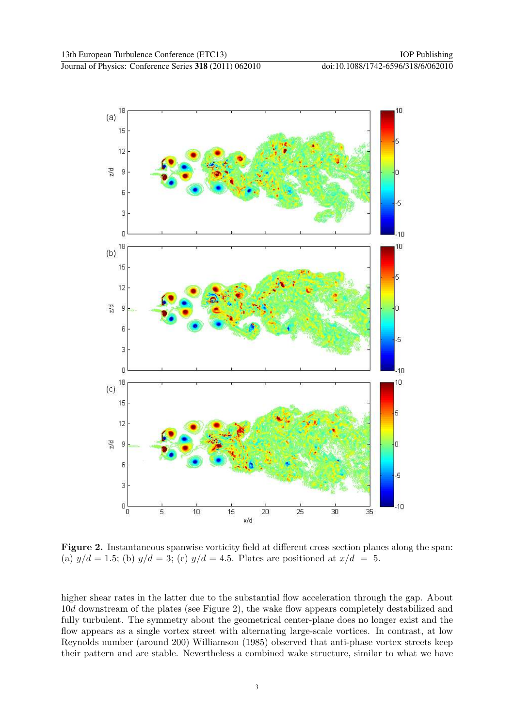**Figure 2.** Instantaneous spanwise vorticity field at different cross section planes along the span: (a) $y/d = 1.5$; (b) $y/d = 3$; (c) $y/d = 4.5$. Plates are positioned at $x/d = 5$.

higher shear rates in the latter due to the substantial flow acceleration through the gap. About $10d$ downstream of the plates (see Figure 2), the wake flow appears completely destabilized and fully turbulent. The symmetry about the geometrical center-plane does no longer exist and the flow appears as a single vortex street with alternating large-scale vortices. In contrast, at low Reynolds number (around 200) Williamson (1985) observed that anti-phase vortex streets keep their pattern and are stable. Nevertheless a combined wake structure, similar to what we have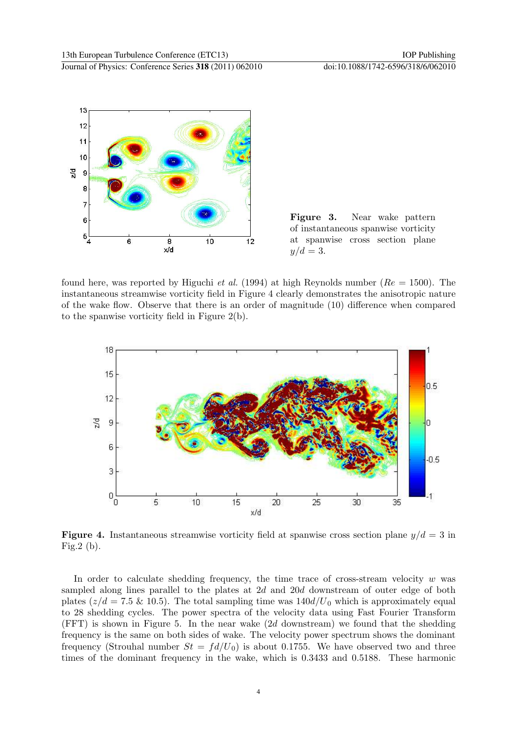**Figure 3.** Near wake pattern of instantaneous spanwise vorticity at spanwise cross section plane $y/d = 3$.

found here, was reported by Higuchi *et al.* (1994) at high Reynolds number ($Re = 1500$). The instantaneous streamwise vorticity field in Figure 4 clearly demonstrates the anisotropic nature of the wake flow. Observe that there is an order of magnitude (10) difference when compared to the spanwise vorticity field in Figure 2(b).

**Figure 4.** Instantaneous streamwise vorticity field at spanwise cross section plane $y/d = 3$ in Fig.2 (b).

In order to calculate shedding frequency, the time trace of cross-stream velocity $w$ was sampled along lines parallel to the plates at $2d$ and $20d$ downstream of outer edge of both plates ($z/d = 7.5$ & $10.5$). The total sampling time was $140d/U_0$ which is approximately equal to 28 shedding cycles. The power spectra of the velocity data using Fast Fourier Transform (FFT) is shown in Figure 5. In the near wake ($2d$ downstream) we found that the shedding frequency is the same on both sides of wake. The velocity power spectrum shows the dominant frequency (Strouhal number $St = fd/U_0$) is about 0.1755. We have observed two and three times of the dominant frequency in the wake, which is 0.3433 and 0.5188. These harmonic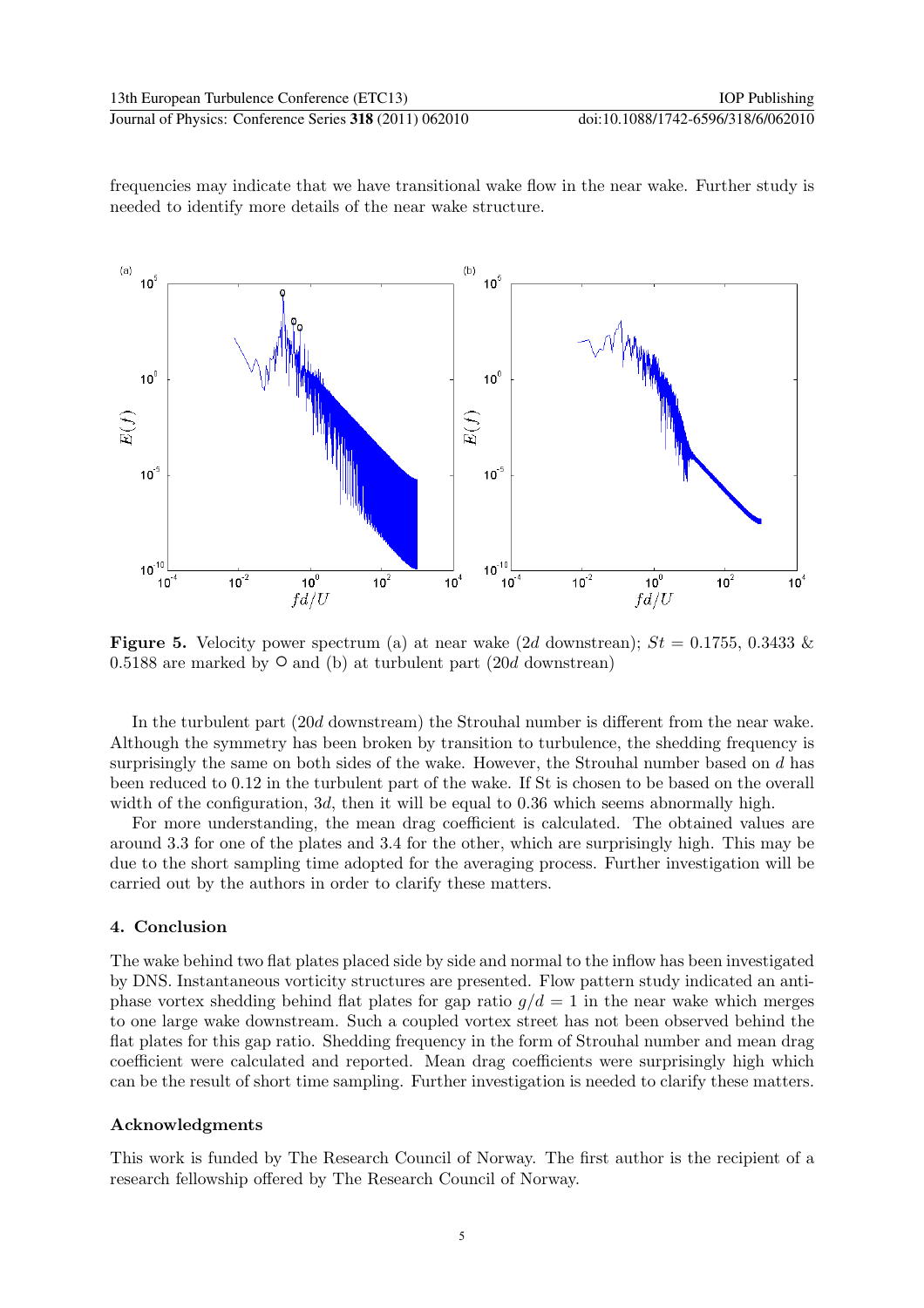frequencies may indicate that we have transitional wake flow in the near wake. Further study is needed to identify more details of the near wake structure.

**Figure 5.** Velocity power spectrum (a) at near wake ($2d$ downstrean); $St$ = 0.1755, 0.3433 & 0.5188 are marked by ○ and (b) at turbulent part ($20d$ downstrean)

In the turbulent part ($20d$ downstream) the Strouhal number is different from the near wake. Although the symmetry has been broken by transition to turbulence, the shedding frequency is surprisingly the same on both sides of the wake. However, the Strouhal number based on $d$ has been reduced to 0.12 in the turbulent part of the wake. If St is chosen to be based on the overall width of the configuration, $3d$, then it will be equal to 0.36 which seems abnormally high.

For more understanding, the mean drag coefficient is calculated. The obtained values are around 3.3 for one of the plates and 3.4 for the other, which are surprisingly high. This may be due to the short sampling time adopted for the averaging process. Further investigation will be carried out by the authors in order to clarify these matters.

## 4. Conclusion

The wake behind two flat plates placed side by side and normal to the inflow has been investigated by DNS. Instantaneous vorticity structures are presented. Flow pattern study indicated an anti-phase vortex shedding behind flat plates for gap ratio $g/d = 1$ in the near wake which merges to one large wake downstream. Such a coupled vortex street has not been observed behind the flat plates for this gap ratio. Shedding frequency in the form of Strouhal number and mean drag coefficient were calculated and reported. Mean drag coefficients were surprisingly high which can be the result of short time sampling. Further investigation is needed to clarify these matters.

### Acknowledgments

This work is funded by The Research Council of Norway. The first author is the recipient of a research fellowship offered by The Research Council of Norway.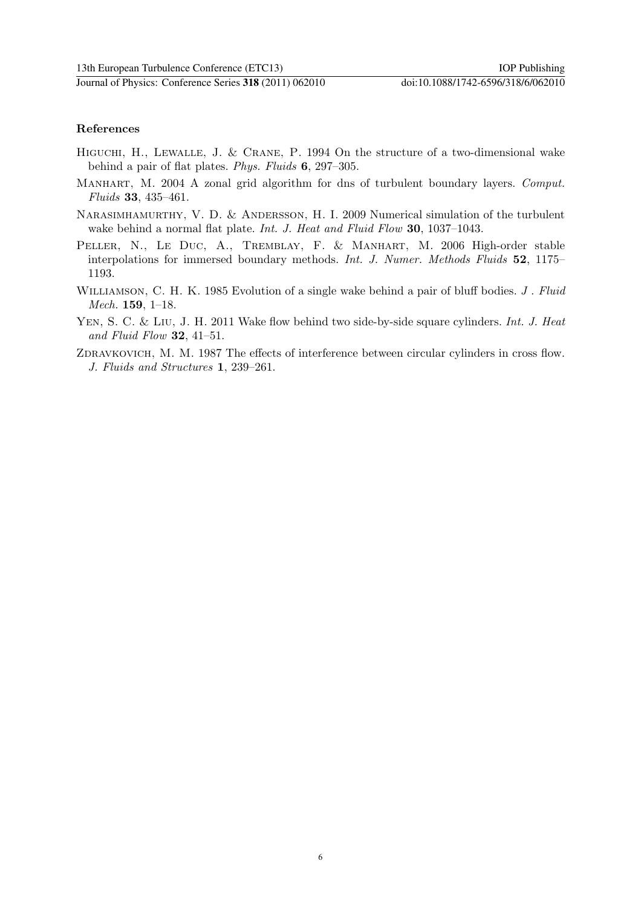## References

Higuchi, H., Lewalle, J. & Crane, P. 1994 On the structure of a two-dimensional wake behind a pair of flat plates. *Phys. Fluids* **6**, 297–305.

Manhart, M. 2004 A zonal grid algorithm for dns of turbulent boundary layers. *Comput. Fluids* **33**, 435–461.

Narasimhamurthy, V. D. & Andersson, H. I. 2009 Numerical simulation of the turbulent wake behind a normal flat plate. *Int. J. Heat and Fluid Flow* **30**, 1037–1043.

Peller, N., Le Duc, A., Tremblay, F. & Manhart, M. 2006 High-order stable interpolations for immersed boundary methods. *Int. J. Numer. Methods Fluids* **52**, 1175–1193.

Williamson, C. H. K. 1985 Evolution of a single wake behind a pair of bluff bodies. *J . Fluid Mech.* **159**, 1–18.

Yen, S. C. & Liu, J. H. 2011 Wake flow behind two side-by-side square cylinders. *Int. J. Heat and Fluid Flow* **32**, 41–51.

Zdravkovich, M. M. 1987 The effects of interference between circular cylinders in cross flow. *J. Fluids and Structures* **1**, 239–261.